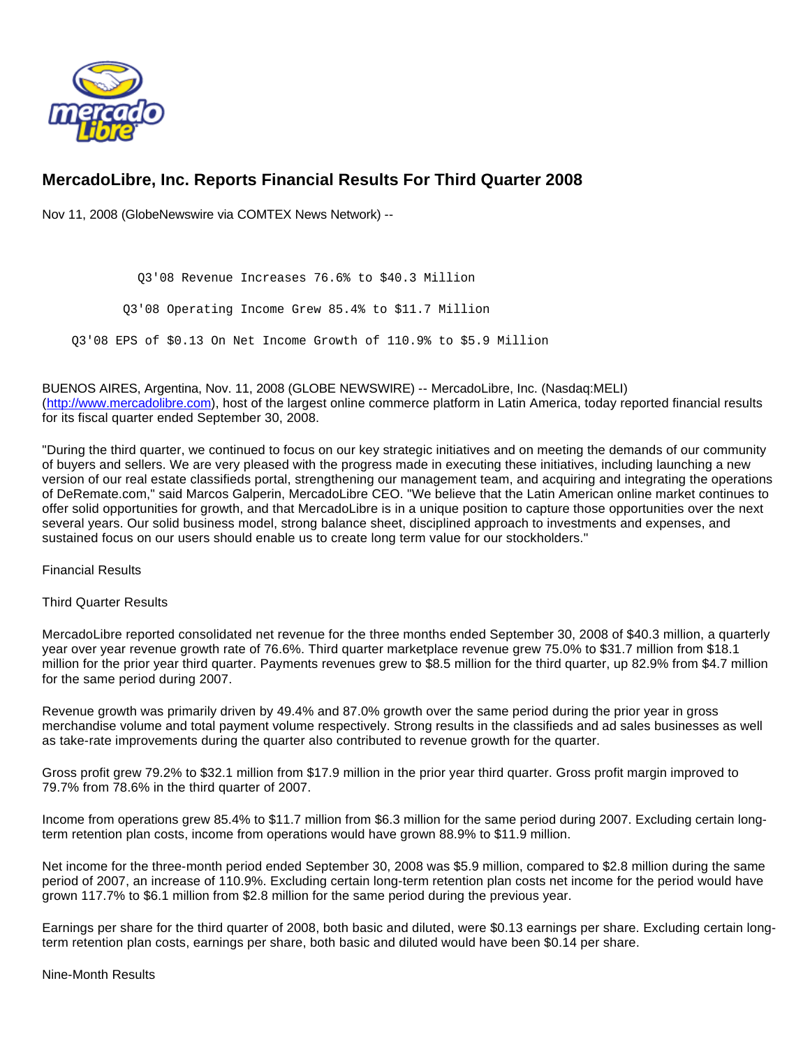# MercadoLibre, Inc. Reports Financial Results For Third Quarter 2008

Nov 11, 2008 (GlobeNewswire via COMTEX News Network) --

Q3'08 Revenue Increases 76.6% to $40.3 Million

Q3'08 Operating Income Grew 85.4% to $11.7 Million

Q3'08 EPS of $0.13 On Net Income Growth of 110.9% to $5.9 Million

BUENOS AIRES, Argentina, Nov. 11, 2008 (GLOBE NEWSWIRE) -- MercadoLibre, Inc. (Nasdaq:MELI) (http://www.mercadolibre.com), host of the largest online commerce platform in Latin America, today reported financial results for its fiscal quarter ended September 30, 2008.

"During the third quarter, we continued to focus on our key strategic initiatives and on meeting the demands of our community of buyers and sellers. We are very pleased with the progress made in executing these initiatives, including launching a new version of our real estate classifieds portal, strengthening our management team, and acquiring and integrating the operations of DeRemate.com," said Marcos Galperin, MercadoLibre CEO. "We believe that the Latin American online market continues to offer solid opportunities for growth, and that MercadoLibre is in a unique position to capture those opportunities over the next several years. Our solid business model, strong balance sheet, disciplined approach to investments and expenses, and sustained focus on our users should enable us to create long term value for our stockholders."

Financial Results

Third Quarter Results

MercadoLibre reported consolidated net revenue for the three months ended September 30, 2008 of $40.3 million, a quarterly year over year revenue growth rate of 76.6%. Third quarter marketplace revenue grew 75.0% to $31.7 million from $18.1 million for the prior year third quarter. Payments revenues grew to $8.5 million for the third quarter, up 82.9% from $4.7 million for the same period during 2007.

Revenue growth was primarily driven by 49.4% and 87.0% growth over the same period during the prior year in gross merchandise volume and total payment volume respectively. Strong results in the classifieds and ad sales businesses as well as take-rate improvements during the quarter also contributed to revenue growth for the quarter.

Gross profit grew 79.2% to $32.1 million from $17.9 million in the prior year third quarter. Gross profit margin improved to 79.7% from 78.6% in the third quarter of 2007.

Income from operations grew 85.4% to $11.7 million from $6.3 million for the same period during 2007. Excluding certain long-term retention plan costs, income from operations would have grown 88.9% to $11.9 million.

Net income for the three-month period ended September 30, 2008 was $5.9 million, compared to $2.8 million during the same period of 2007, an increase of 110.9%. Excluding certain long-term retention plan costs net income for the period would have grown 117.7% to $6.1 million from $2.8 million for the same period during the previous year.

Earnings per share for the third quarter of 2008, both basic and diluted, were $0.13 earnings per share. Excluding certain long-term retention plan costs, earnings per share, both basic and diluted would have been $0.14 per share.

Nine-Month Results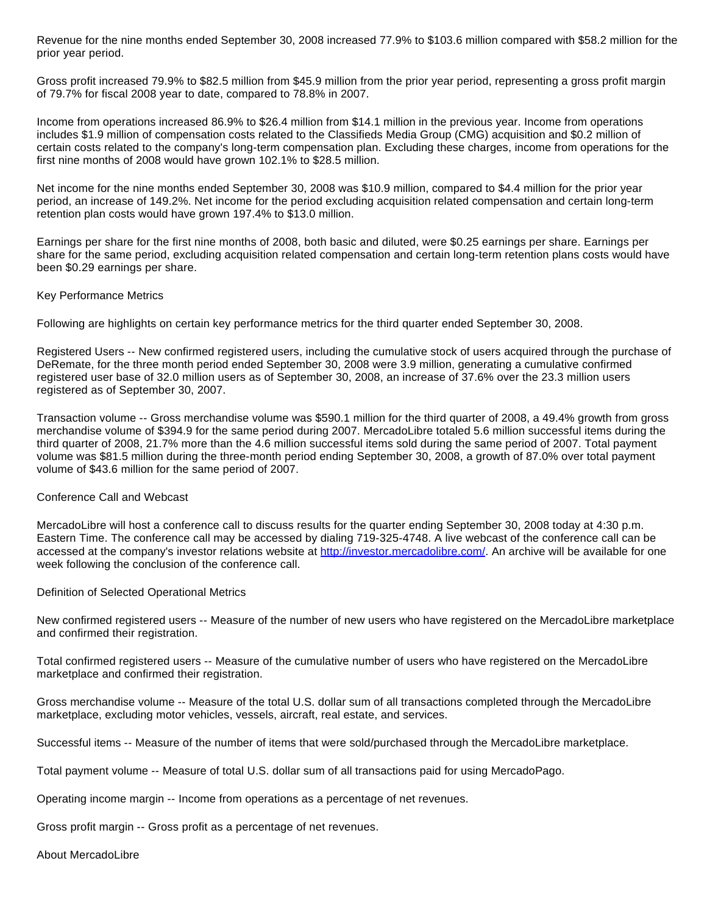Revenue for the nine months ended September 30, 2008 increased 77.9% to $103.6 million compared with $58.2 million for the prior year period.

Gross profit increased 79.9% to $82.5 million from $45.9 million from the prior year period, representing a gross profit margin of 79.7% for fiscal 2008 year to date, compared to 78.8% in 2007.

Income from operations increased 86.9% to $26.4 million from $14.1 million in the previous year. Income from operations includes $1.9 million of compensation costs related to the Classifieds Media Group (CMG) acquisition and $0.2 million of certain costs related to the company's long-term compensation plan. Excluding these charges, income from operations for the first nine months of 2008 would have grown 102.1% to $28.5 million.

Net income for the nine months ended September 30, 2008 was $10.9 million, compared to $4.4 million for the prior year period, an increase of 149.2%. Net income for the period excluding acquisition related compensation and certain long-term retention plan costs would have grown 197.4% to $13.0 million.

Earnings per share for the first nine months of 2008, both basic and diluted, were $0.25 earnings per share. Earnings per share for the same period, excluding acquisition related compensation and certain long-term retention plans costs would have been $0.29 earnings per share.

Key Performance Metrics

Following are highlights on certain key performance metrics for the third quarter ended September 30, 2008.

Registered Users -- New confirmed registered users, including the cumulative stock of users acquired through the purchase of DeRemate, for the three month period ended September 30, 2008 were 3.9 million, generating a cumulative confirmed registered user base of 32.0 million users as of September 30, 2008, an increase of 37.6% over the 23.3 million users registered as of September 30, 2007.

Transaction volume -- Gross merchandise volume was $590.1 million for the third quarter of 2008, a 49.4% growth from gross merchandise volume of $394.9 for the same period during 2007. MercadoLibre totaled 5.6 million successful items during the third quarter of 2008, 21.7% more than the 4.6 million successful items sold during the same period of 2007. Total payment volume was $81.5 million during the three-month period ending September 30, 2008, a growth of 87.0% over total payment volume of $43.6 million for the same period of 2007.

Conference Call and Webcast

MercadoLibre will host a conference call to discuss results for the quarter ending September 30, 2008 today at 4:30 p.m. Eastern Time. The conference call may be accessed by dialing 719-325-4748. A live webcast of the conference call can be accessed at the company's investor relations website at http://investor.mercadolibre.com/. An archive will be available for one week following the conclusion of the conference call.

Definition of Selected Operational Metrics

New confirmed registered users -- Measure of the number of new users who have registered on the MercadoLibre marketplace and confirmed their registration.

Total confirmed registered users -- Measure of the cumulative number of users who have registered on the MercadoLibre marketplace and confirmed their registration.

Gross merchandise volume -- Measure of the total U.S. dollar sum of all transactions completed through the MercadoLibre marketplace, excluding motor vehicles, vessels, aircraft, real estate, and services.

Successful items -- Measure of the number of items that were sold/purchased through the MercadoLibre marketplace.

Total payment volume -- Measure of total U.S. dollar sum of all transactions paid for using MercadoPago.

Operating income margin -- Income from operations as a percentage of net revenues.

Gross profit margin -- Gross profit as a percentage of net revenues.

About MercadoLibre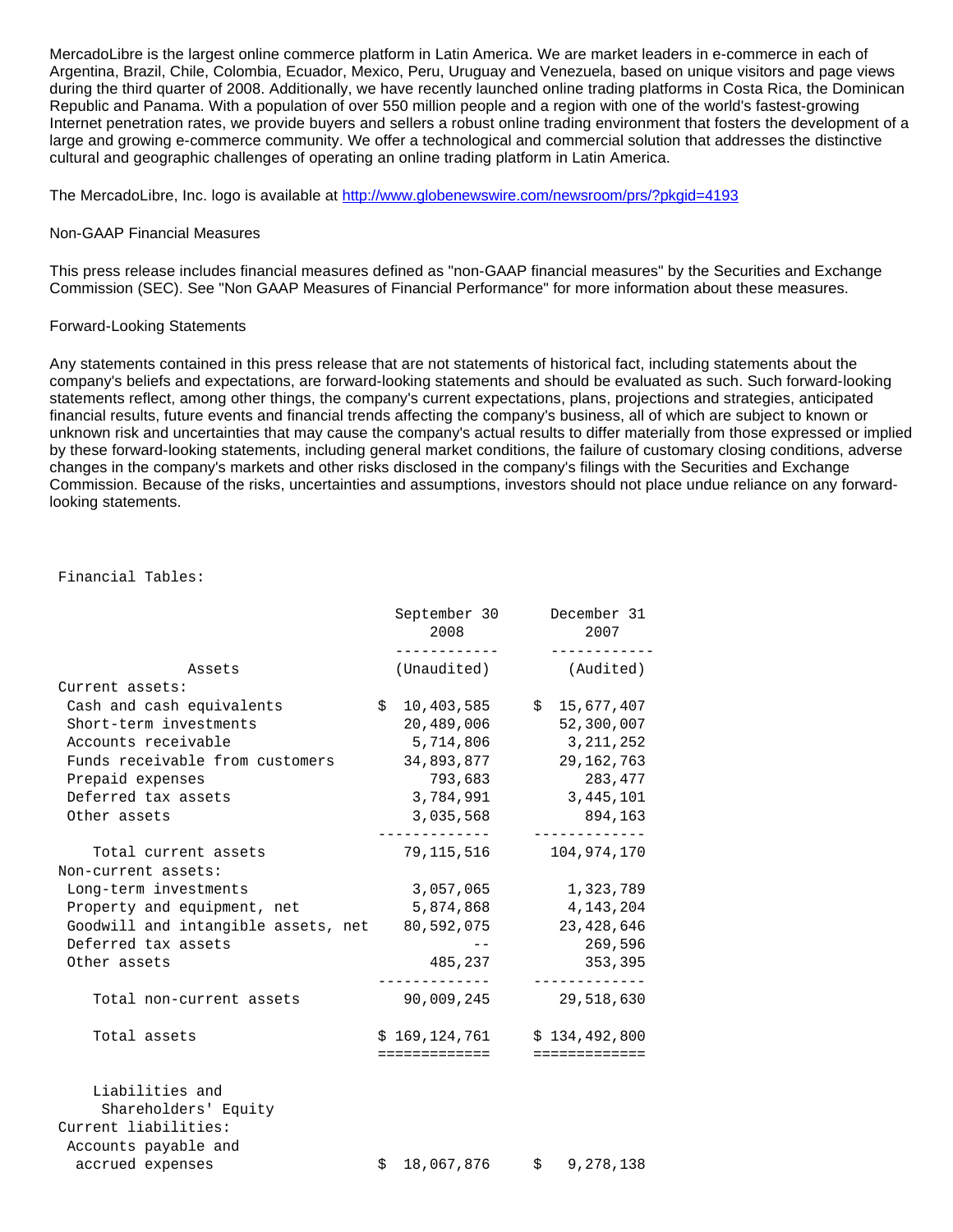MercadoLibre is the largest online commerce platform in Latin America. We are market leaders in e-commerce in each of Argentina, Brazil, Chile, Colombia, Ecuador, Mexico, Peru, Uruguay and Venezuela, based on unique visitors and page views during the third quarter of 2008. Additionally, we have recently launched online trading platforms in Costa Rica, the Dominican Republic and Panama. With a population of over 550 million people and a region with one of the world's fastest-growing Internet penetration rates, we provide buyers and sellers a robust online trading environment that fosters the development of a large and growing e-commerce community. We offer a technological and commercial solution that addresses the distinctive cultural and geographic challenges of operating an online trading platform in Latin America.

The MercadoLibre, Inc. logo is available at http://www.globenewswire.com/newsroom/prs/?pkgid=4193

Non-GAAP Financial Measures

This press release includes financial measures defined as "non-GAAP financial measures" by the Securities and Exchange Commission (SEC). See "Non GAAP Measures of Financial Performance" for more information about these measures.

Forward-Looking Statements

Any statements contained in this press release that are not statements of historical fact, including statements about the company's beliefs and expectations, are forward-looking statements and should be evaluated as such. Such forward-looking statements reflect, among other things, the company's current expectations, plans, projections and strategies, anticipated financial results, future events and financial trends affecting the company's business, all of which are subject to known or unknown risk and uncertainties that may cause the company's actual results to differ materially from those expressed or implied by these forward-looking statements, including general market conditions, the failure of customary closing conditions, adverse changes in the company's markets and other risks disclosed in the company's filings with the Securities and Exchange Commission. Because of the risks, uncertainties and assumptions, investors should not place undue reliance on any forward-looking statements.

Financial Tables:

| | September 30 2008 | December 31 2007 |
|---|---|---|
| Assets | (Unaudited) | (Audited) |
| Current assets: | | |
| Cash and cash equivalents | $ 10,403,585 | $ 15,677,407 |
| Short-term investments | 20,489,006 | 52,300,007 |
| Accounts receivable | 5,714,806 | 3,211,252 |
| Funds receivable from customers | 34,893,877 | 29,162,763 |
| Prepaid expenses | 793,683 | 283,477 |
| Deferred tax assets | 3,784,991 | 3,445,101 |
| Other assets | 3,035,568 | 894,163 |
| Total current assets | 79,115,516 | 104,974,170 |
| Non-current assets: | | |
| Long-term investments | 3,057,065 | 1,323,789 |
| Property and equipment, net | 5,874,868 | 4,143,204 |
| Goodwill and intangible assets, net | 80,592,075 | 23,428,646 |
| Deferred tax assets | -- | 269,596 |
| Other assets | 485,237 | 353,395 |
| Total non-current assets | 90,009,245 | 29,518,630 |
| Total assets | $ 169,124,761 | $ 134,492,800 |
| Liabilities and Shareholders' Equity | | |
| Current liabilities: | | |
| Accounts payable and accrued expenses | $ 18,067,876 | $ 9,278,138 |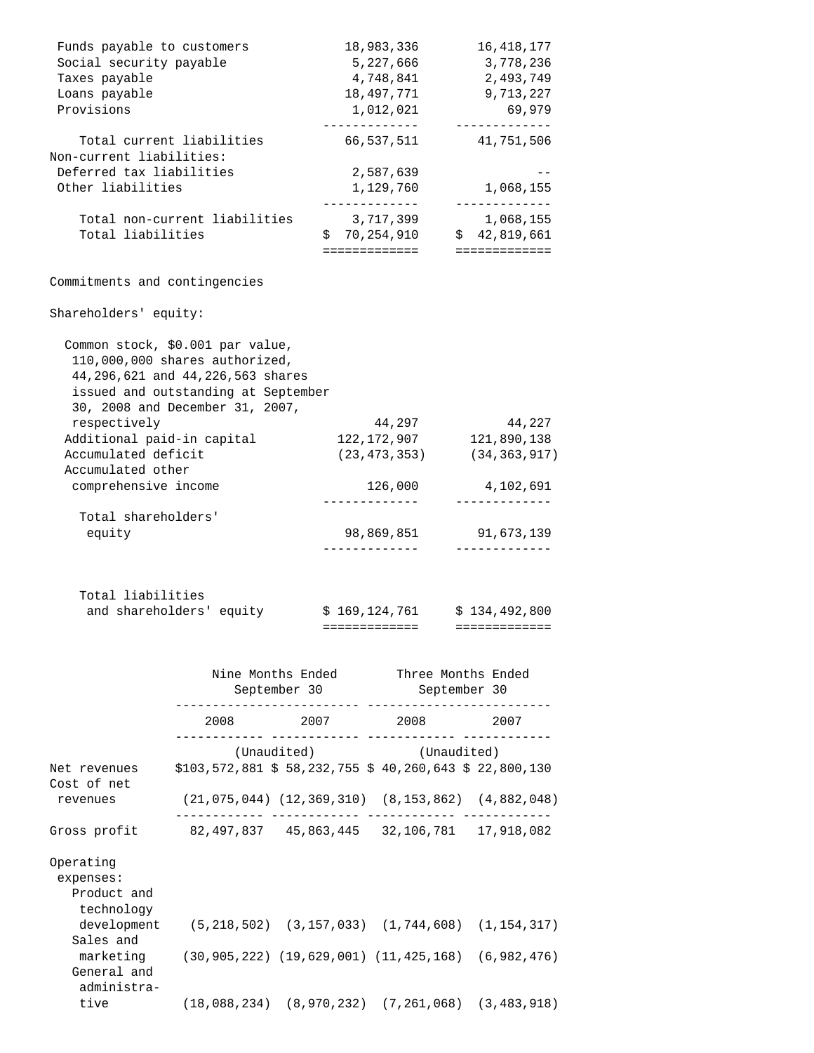| | | |
|---|---|---|
| Funds payable to customers | 18,983,336 | 16,418,177 |
| Social security payable | 5,227,666 | 3,778,236 |
| Taxes payable | 4,748,841 | 2,493,749 |
| Loans payable | 18,497,771 | 9,713,227 |
| Provisions | 1,012,021 | 69,979 |
| Total current liabilities | 66,537,511 | 41,751,506 |
| Non-current liabilities: | | |
| Deferred tax liabilities | 2,587,639 | -- |
| Other liabilities | 1,129,760 | 1,068,155 |
| Total non-current liabilities | 3,717,399 | 1,068,155 |
| Total liabilities | $ 70,254,910 | $ 42,819,661 |
| | | |
| Commitments and contingencies | | |
| | | |
| Shareholders' equity: | | |
| Common stock, $0.001 par value, 110,000,000 shares authorized, 44,296,621 and 44,226,563 shares issued and outstanding at September 30, 2008 and December 31, 2007, respectively | 44,297 | 44,227 |
| Additional paid-in capital | 122,172,907 | 121,890,138 |
| Accumulated deficit | (23,473,353) | (34,363,917) |
| Accumulated other comprehensive income | 126,000 | 4,102,691 |
| Total shareholders' equity | 98,869,851 | 91,673,139 |
| | | |
| Total liabilities and shareholders' equity | $ 169,124,761 | $ 134,492,800 |

| | Nine Months Ended September 30 | | Three Months Ended September 30 | |
|---|---|---|---|---|
| | 2008 | 2007 | 2008 | 2007 |
| | (Unaudited) | | (Unaudited) | |
| Net revenues | $103,572,881 | $ 58,232,755 | $ 40,260,643 | $ 22,800,130 |
| Cost of net revenues | (21,075,044) | (12,369,310) | (8,153,862) | (4,882,048) |
| Gross profit | 82,497,837 | 45,863,445 | 32,106,781 | 17,918,082 |
| Operating expenses: | | | | |
| Product and technology development | (5,218,502) | (3,157,033) | (1,744,608) | (1,154,317) |
| Sales and marketing | (30,905,222) | (19,629,001) | (11,425,168) | (6,982,476) |
| General and administrative | (18,088,234) | (8,970,232) | (7,261,068) | (3,483,918) |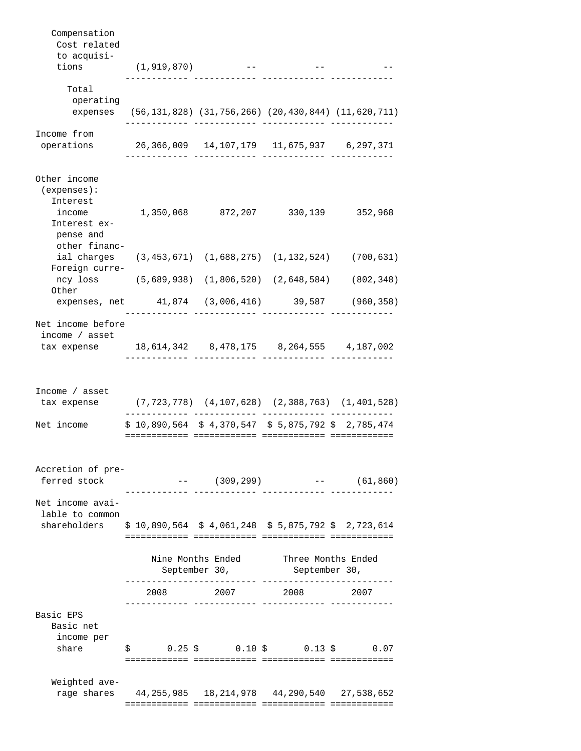| | | | | |
|---|---|---|---|---|
| Compensation Cost related to acquisitions | (1,919,870) | -- | -- | -- |
| Total operating expenses | (56,131,828) | (31,756,266) | (20,430,844) | (11,620,711) |
| Income from operations | 26,366,009 | 14,107,179 | 11,675,937 | 6,297,371 |
| Other income (expenses): | | | | |
| Interest income | 1,350,068 | 872,207 | 330,139 | 352,968 |
| Interest expense and other financial charges | (3,453,671) | (1,688,275) | (1,132,524) | (700,631) |
| Foreign currency loss | (5,689,938) | (1,806,520) | (2,648,584) | (802,348) |
| Other expenses, net | 41,874 | (3,006,416) | 39,587 | (960,358) |
| Net income before income / asset tax expense | 18,614,342 | 8,478,175 | 8,264,555 | 4,187,002 |
| Income / asset tax expense | (7,723,778) | (4,107,628) | (2,388,763) | (1,401,528) |
| Net income | $ 10,890,564 | $ 4,370,547 | $ 5,875,792 | $ 2,785,474 |
| Accretion of preferred stock | -- | (309,299) | -- | (61,860) |
| Net income available to common shareholders | $ 10,890,564 | $ 4,061,248 | $ 5,875,792 | $ 2,723,614 |

| | Nine Months Ended September 30, | | Three Months Ended September 30, | |
|---|---|---|---|---|
| | 2008 | 2007 | 2008 | 2007 |
| Basic EPS | | | | |
| Basic net income per share | $ 0.25 | $ 0.10 | $ 0.13 | $ 0.07 |
| Weighted average shares | 44,255,985 | 18,214,978 | 44,290,540 | 27,538,652 |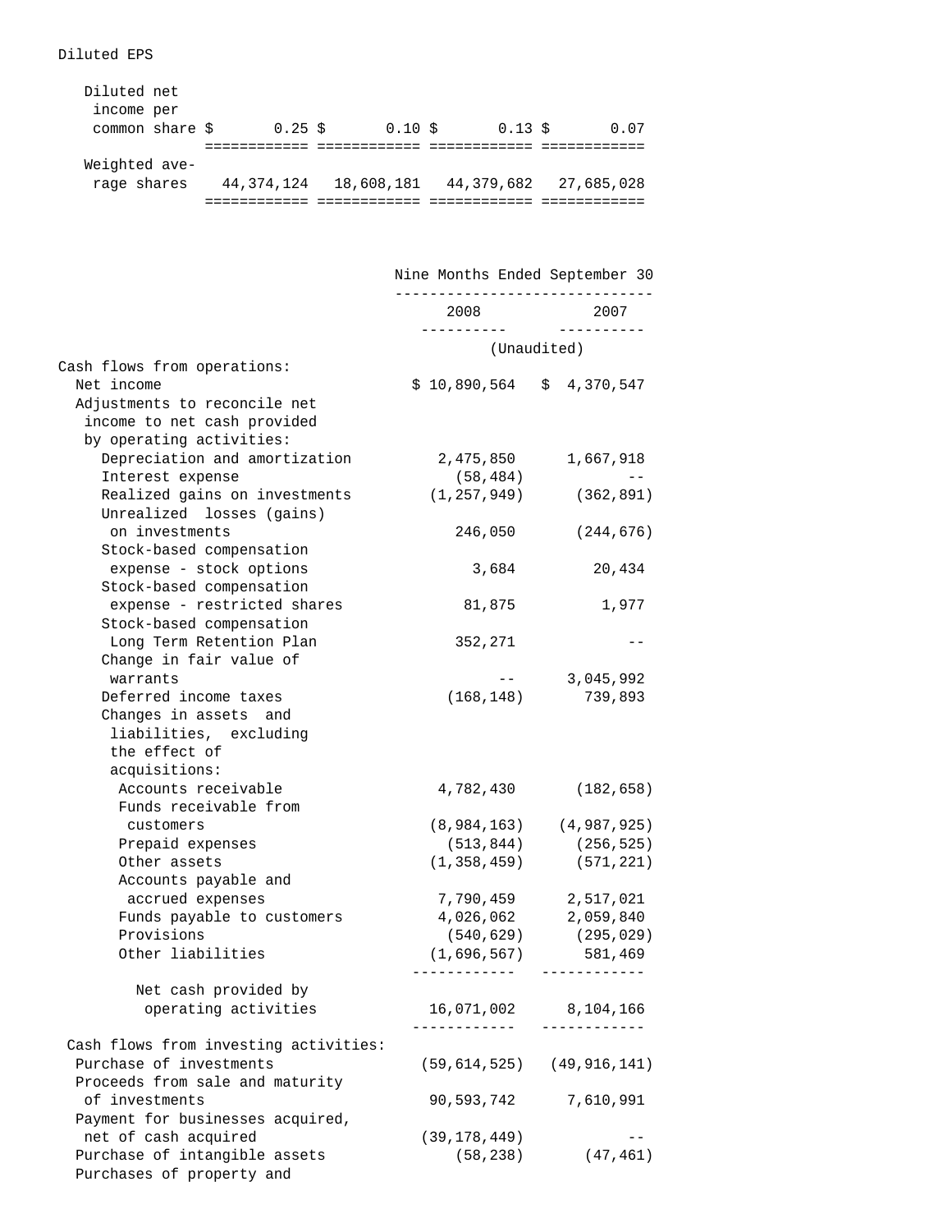Diluted EPS

| | | | | |
|---|---|---|---|---|
| Diluted net income per common share | $ 0.25 | $ 0.10 | $ 0.13 | $ 0.07 |
| Weighted average shares | 44,374,124 | 18,608,181 | 44,379,682 | 27,685,028 |

| | Nine Months Ended September 30 | |
|---|---|---|
| | 2008 | 2007 |
| | (Unaudited) | |
| Cash flows from operations: | | |
| Net income | $ 10,890,564 | $ 4,370,547 |
| Adjustments to reconcile net income to net cash provided by operating activities: | | |
| Depreciation and amortization | 2,475,850 | 1,667,918 |
| Interest expense | (58,484) | -- |
| Realized gains on investments | (1,257,949) | (362,891) |
| Unrealized losses (gains) on investments | 246,050 | (244,676) |
| Stock-based compensation expense - stock options | 3,684 | 20,434 |
| Stock-based compensation expense - restricted shares | 81,875 | 1,977 |
| Stock-based compensation Long Term Retention Plan | 352,271 | -- |
| Change in fair value of warrants | -- | 3,045,992 |
| Deferred income taxes | (168,148) | 739,893 |
| Changes in assets and liabilities, excluding the effect of acquisitions: | | |
| Accounts receivable | 4,782,430 | (182,658) |
| Funds receivable from customers | (8,984,163) | (4,987,925) |
| Prepaid expenses | (513,844) | (256,525) |
| Other assets | (1,358,459) | (571,221) |
| Accounts payable and accrued expenses | 7,790,459 | 2,517,021 |
| Funds payable to customers | 4,026,062 | 2,059,840 |
| Provisions | (540,629) | (295,029) |
| Other liabilities | (1,696,567) | 581,469 |
| Net cash provided by operating activities | 16,071,002 | 8,104,166 |
| Cash flows from investing activities: | | |
| Purchase of investments | (59,614,525) | (49,916,141) |
| Proceeds from sale and maturity of investments | 90,593,742 | 7,610,991 |
| Payment for businesses acquired, net of cash acquired | (39,178,449) | -- |
| Purchase of intangible assets | (58,238) | (47,461) |
| Purchases of property and | | |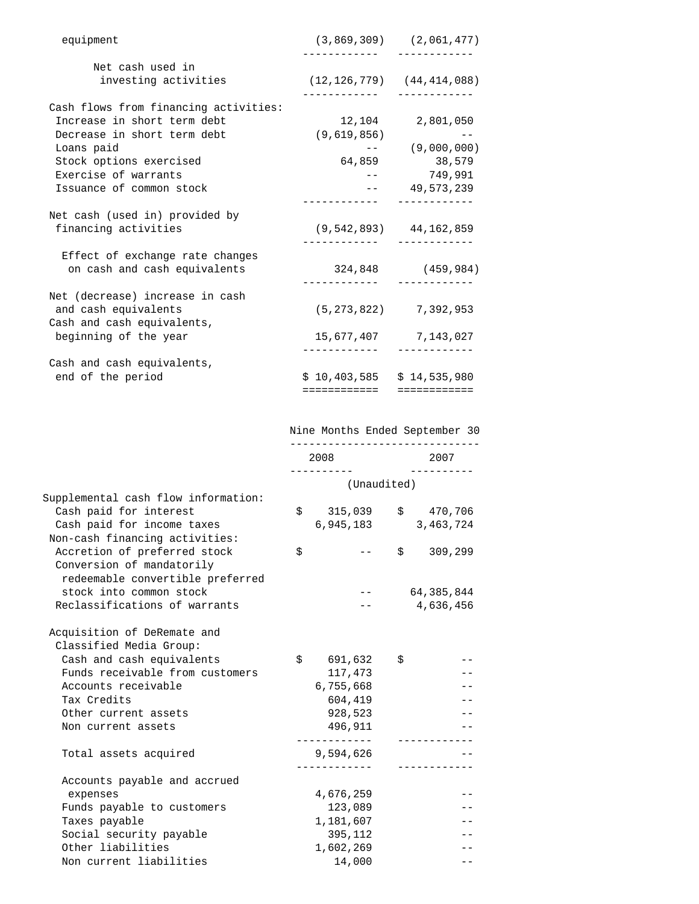| | | |
|---|---|---|
| equipment | (3,869,309) | (2,061,477) |
| Net cash used in investing activities | (12,126,779) | (44,414,088) |
| Cash flows from financing activities: | | |
| Increase in short term debt | 12,104 | 2,801,050 |
| Decrease in short term debt | (9,619,856) | -- |
| Loans paid | -- | (9,000,000) |
| Stock options exercised | 64,859 | 38,579 |
| Exercise of warrants | -- | 749,991 |
| Issuance of common stock | -- | 49,573,239 |
| Net cash (used in) provided by financing activities | (9,542,893) | 44,162,859 |
| Effect of exchange rate changes on cash and cash equivalents | 324,848 | (459,984) |
| Net (decrease) increase in cash and cash equivalents | (5,273,822) | 7,392,953 |
| Cash and cash equivalents, beginning of the year | 15,677,407 | 7,143,027 |
| Cash and cash equivalents, end of the period | $ 10,403,585 | $ 14,535,980 |

| | Nine Months Ended September 30 | |
|---|---|---|
| | 2008 | 2007 |
| | (Unaudited) | |
| Supplemental cash flow information: | | |
| Cash paid for interest | $ 315,039 | $ 470,706 |
| Cash paid for income taxes | 6,945,183 | 3,463,724 |
| Non-cash financing activities: | | |
| Accretion of preferred stock | $ -- | $ 309,299 |
| Conversion of mandatorily redeemable convertible preferred stock into common stock | -- | 64,385,844 |
| Reclassifications of warrants | -- | 4,636,456 |
| Acquisition of DeRemate and Classified Media Group: | | |
| Cash and cash equivalents | $ 691,632 | $ -- |
| Funds receivable from customers | 117,473 | -- |
| Accounts receivable | 6,755,668 | -- |
| Tax Credits | 604,419 | -- |
| Other current assets | 928,523 | -- |
| Non current assets | 496,911 | -- |
| Total assets acquired | 9,594,626 | -- |
| Accounts payable and accrued expenses | 4,676,259 | -- |
| Funds payable to customers | 123,089 | -- |
| Taxes payable | 1,181,607 | -- |
| Social security payable | 395,112 | -- |
| Other liabilities | 1,602,269 | -- |
| Non current liabilities | 14,000 | -- |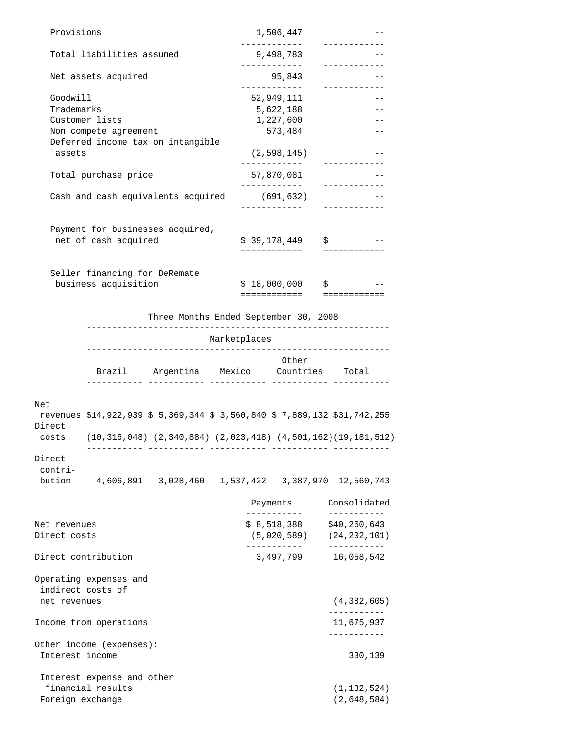| | | |
|---|---|---|
| Provisions | 1,506,447 | -- |
| Total liabilities assumed | 9,498,783 | -- |
| Net assets acquired | 95,843 | -- |
| Goodwill | 52,949,111 | -- |
| Trademarks | 5,622,188 | -- |
| Customer lists | 1,227,600 | -- |
| Non compete agreement | 573,484 | -- |
| Deferred income tax on intangible assets | (2,598,145) | -- |
| Total purchase price | 57,870,081 | -- |
| Cash and cash equivalents acquired | (691,632) | -- |
| Payment for businesses acquired, net of cash acquired | $ 39,178,449 | $ -- |
| Seller financing for DeRemate business acquisition | $ 18,000,000 | $ -- |

Three Months Ended September 30, 2008

| | Marketplaces | | | | |
|---|---|---|---|---|---|
| | Brazil | Argentina | Mexico | Other Countries | Total |
| Net revenues | $14,922,939 | $ 5,369,344 | $ 3,560,840 | $ 7,889,132 | $31,742,255 |
| Direct costs | (10,316,048) | (2,340,884) | (2,023,418) | (4,501,162) | (19,181,512) |
| Direct contribution | 4,606,891 | 3,028,460 | 1,537,422 | 3,387,970 | 12,560,743 |

| | Payments | Consolidated |
|---|---|---|
| Net revenues | $ 8,518,388 | $40,260,643 |
| Direct costs | (5,020,589) | (24,202,101) |
| Direct contribution | 3,497,799 | 16,058,542 |
| Operating expenses and indirect costs of net revenues | | (4,382,605) |
| Income from operations | | 11,675,937 |
| Other income (expenses): | | |
| Interest income | | 330,139 |
| Interest expense and other financial results | | (1,132,524) |
| Foreign exchange | | (2,648,584) |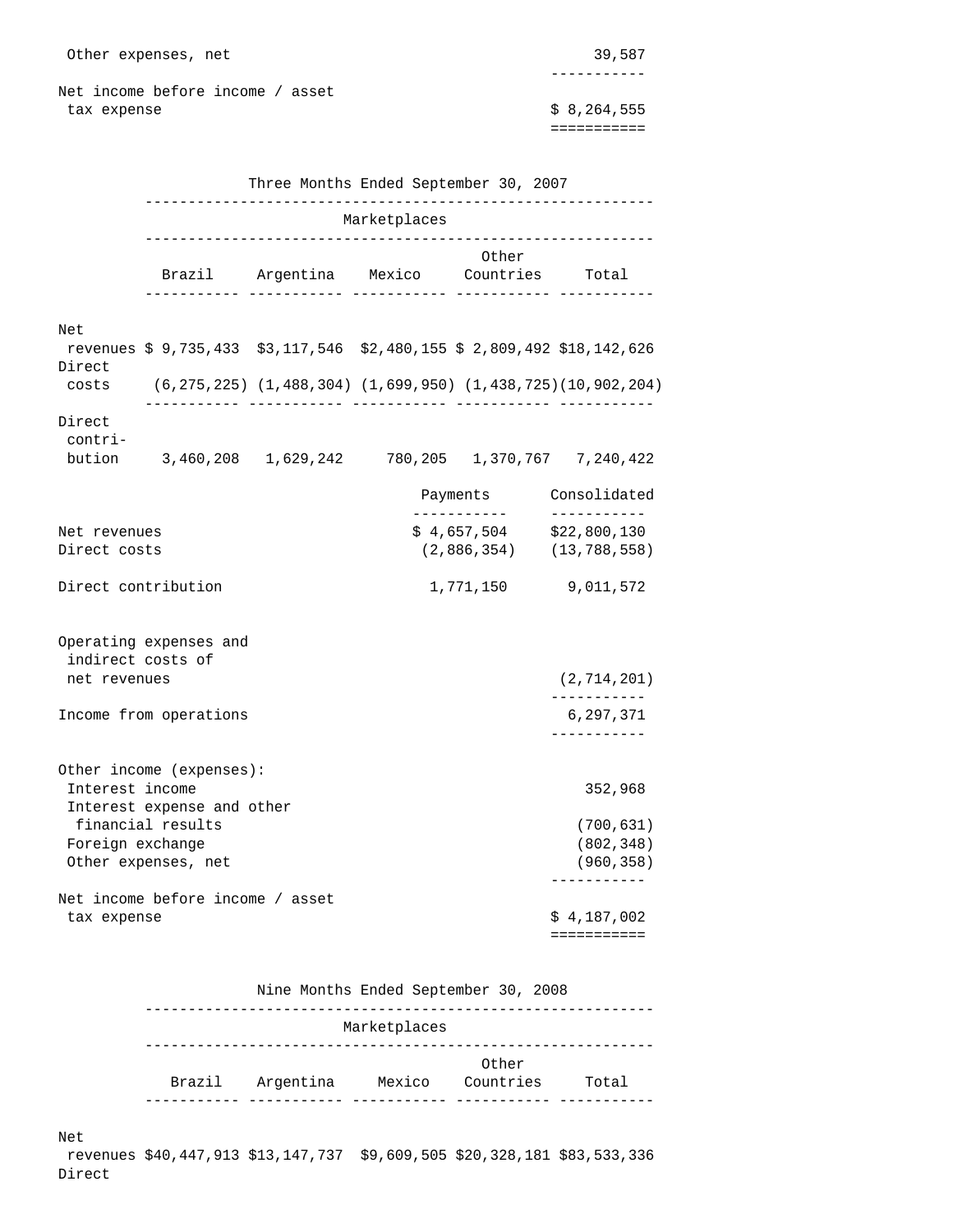| | |
|---|---|
| Other expenses, net | 39,587 |
| Net income before income / asset tax expense | $ 8,264,555 |

| Three Months Ended September 30, 2007 | | | | | |
|---|---|---|---|---|---|
| | Marketplaces | | | | |
| | Brazil | Argentina | Mexico | Other Countries | Total |
| Net revenues | $ 9,735,433 | $3,117,546 | $2,480,155 | $ 2,809,492 | $18,142,626 |
| Direct costs | (6,275,225) | (1,488,304) | (1,699,950) | (1,438,725) | (10,902,204) |
| Direct contribution | 3,460,208 | 1,629,242 | 780,205 | 1,370,767 | 7,240,422 |

| | Payments | Consolidated |
|---|---|---|
| Net revenues | $ 4,657,504 | $22,800,130 |
| Direct costs | (2,886,354) | (13,788,558) |
| Direct contribution | 1,771,150 | 9,011,572 |
| Operating expenses and indirect costs of net revenues | | (2,714,201) |
| Income from operations | | 6,297,371 |
| Other income (expenses): | | |
| Interest income | | 352,968 |
| Interest expense and other financial results | | (700,631) |
| Foreign exchange | | (802,348) |
| Other expenses, net | | (960,358) |
| Net income before income / asset tax expense | | $ 4,187,002 |

| Nine Months Ended September 30, 2008 | | | | | |
|---|---|---|---|---|---|
| | Marketplaces | | | | |
| | Brazil | Argentina | Mexico | Other Countries | Total |
| Net revenues | $40,447,913 | $13,147,737 | $9,609,505 | $20,328,181 | $83,533,336 |
| Direct | | | | | |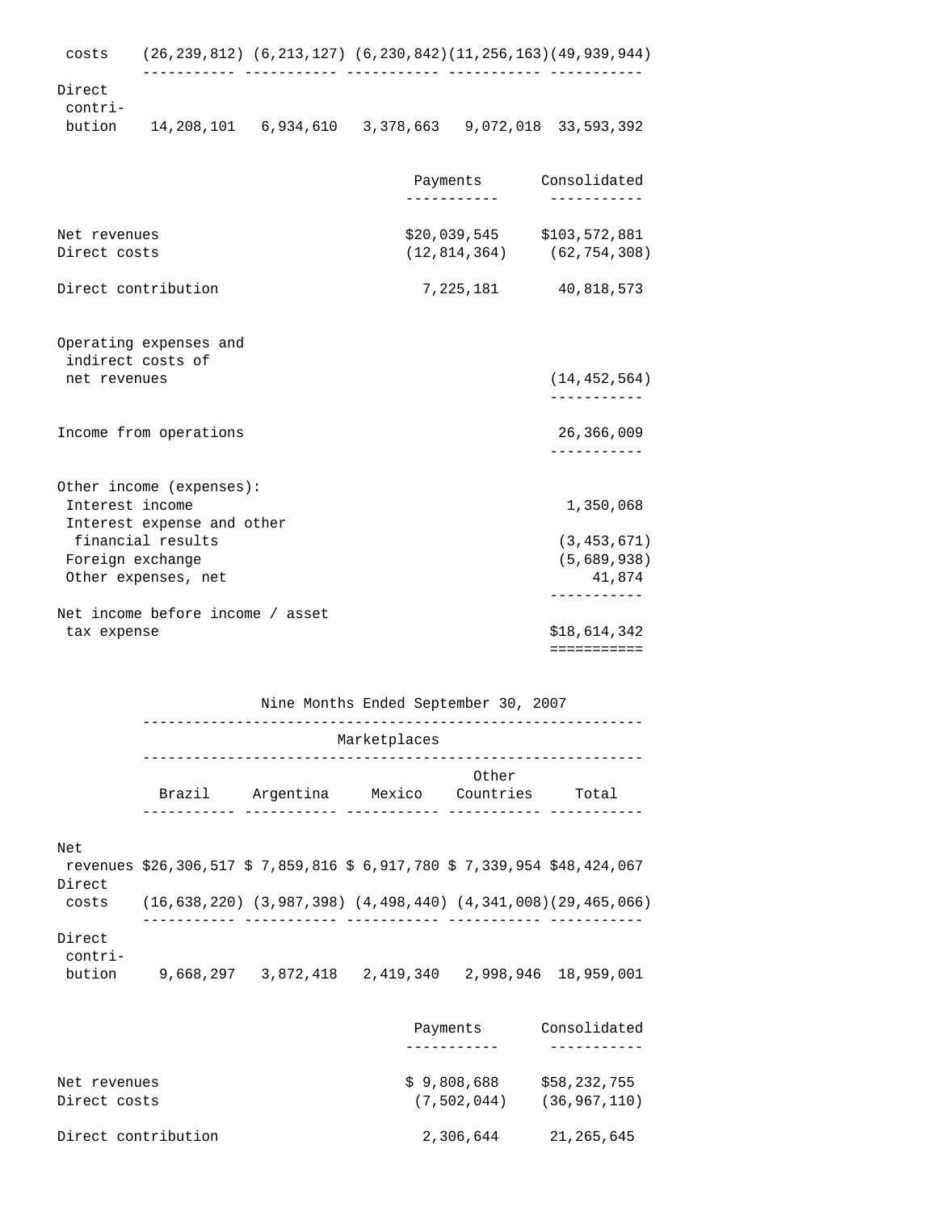| | Brazil | Argentina | Mexico | Other Countries | Total |
|---|---|---|---|---|---|
| Direct costs | (26,239,812) | (6,213,127) | (6,230,842) | (11,256,163) | (49,939,944) |
| Direct contribution | 14,208,101 | 6,934,610 | 3,378,663 | 9,072,018 | 33,593,392 |

| | Payments | Consolidated |
|---|---|---|
| Net revenues | $20,039,545 | $103,572,881 |
| Direct costs | (12,814,364) | (62,754,308) |
| Direct contribution | 7,225,181 | 40,818,573 |
| Operating expenses and indirect costs of net revenues | | (14,452,564) |
| Income from operations | | 26,366,009 |
| Other income (expenses): | | |
| Interest income | | 1,350,068 |
| Interest expense and other financial results | | (3,453,671) |
| Foreign exchange | | (5,689,938) |
| Other expenses, net | | 41,874 |
| Net income before income / asset tax expense | | $18,614,342 |

| | Nine Months Ended September 30, 2007 | | | | |
|---|---|---|---|---|---|
| | Marketplaces | | | | |
| | Brazil | Argentina | Mexico | Other Countries | Total |
| Net revenues | $26,306,517 | $ 7,859,816 | $ 6,917,780 | $ 7,339,954 | $48,424,067 |
| Direct costs | (16,638,220) | (3,987,398) | (4,498,440) | (4,341,008) | (29,465,066) |
| Direct contribution | 9,668,297 | 3,872,418 | 2,419,340 | 2,998,946 | 18,959,001 |

| | Payments | Consolidated |
|---|---|---|
| Net revenues | $ 9,808,688 | $58,232,755 |
| Direct costs | (7,502,044) | (36,967,110) |
| Direct contribution | 2,306,644 | 21,265,645 |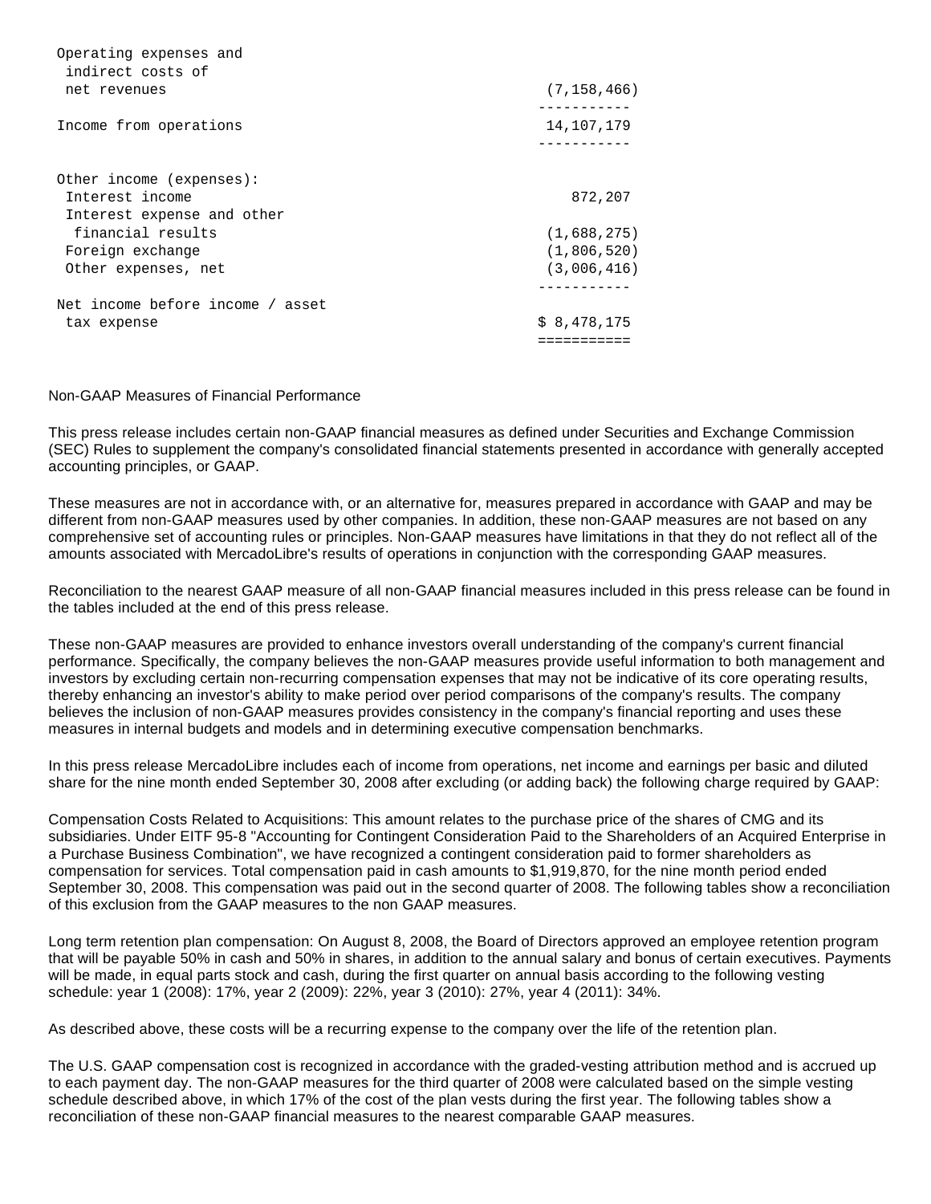| | |
|---|---|
| Operating expenses and indirect costs of net revenues | (7,158,466) |
| Income from operations | 14,107,179 |
| Other income (expenses): | |
| Interest income | 872,207 |
| Interest expense and other financial results | (1,688,275) |
| Foreign exchange | (1,806,520) |
| Other expenses, net | (3,006,416) |
| Net income before income / asset tax expense | $ 8,478,175 |

Non-GAAP Measures of Financial Performance

This press release includes certain non-GAAP financial measures as defined under Securities and Exchange Commission (SEC) Rules to supplement the company's consolidated financial statements presented in accordance with generally accepted accounting principles, or GAAP.

These measures are not in accordance with, or an alternative for, measures prepared in accordance with GAAP and may be different from non-GAAP measures used by other companies. In addition, these non-GAAP measures are not based on any comprehensive set of accounting rules or principles. Non-GAAP measures have limitations in that they do not reflect all of the amounts associated with MercadoLibre's results of operations in conjunction with the corresponding GAAP measures.

Reconciliation to the nearest GAAP measure of all non-GAAP financial measures included in this press release can be found in the tables included at the end of this press release.

These non-GAAP measures are provided to enhance investors overall understanding of the company's current financial performance. Specifically, the company believes the non-GAAP measures provide useful information to both management and investors by excluding certain non-recurring compensation expenses that may not be indicative of its core operating results, thereby enhancing an investor's ability to make period over period comparisons of the company's results. The company believes the inclusion of non-GAAP measures provides consistency in the company's financial reporting and uses these measures in internal budgets and models and in determining executive compensation benchmarks.

In this press release MercadoLibre includes each of income from operations, net income and earnings per basic and diluted share for the nine month ended September 30, 2008 after excluding (or adding back) the following charge required by GAAP:

Compensation Costs Related to Acquisitions: This amount relates to the purchase price of the shares of CMG and its subsidiaries. Under EITF 95-8 "Accounting for Contingent Consideration Paid to the Shareholders of an Acquired Enterprise in a Purchase Business Combination", we have recognized a contingent consideration paid to former shareholders as compensation for services. Total compensation paid in cash amounts to $1,919,870, for the nine month period ended September 30, 2008. This compensation was paid out in the second quarter of 2008. The following tables show a reconciliation of this exclusion from the GAAP measures to the non GAAP measures.

Long term retention plan compensation: On August 8, 2008, the Board of Directors approved an employee retention program that will be payable 50% in cash and 50% in shares, in addition to the annual salary and bonus of certain executives. Payments will be made, in equal parts stock and cash, during the first quarter on annual basis according to the following vesting schedule: year 1 (2008): 17%, year 2 (2009): 22%, year 3 (2010): 27%, year 4 (2011): 34%.

As described above, these costs will be a recurring expense to the company over the life of the retention plan.

The U.S. GAAP compensation cost is recognized in accordance with the graded-vesting attribution method and is accrued up to each payment day. The non-GAAP measures for the third quarter of 2008 were calculated based on the simple vesting schedule described above, in which 17% of the cost of the plan vests during the first year. The following tables show a reconciliation of these non-GAAP financial measures to the nearest comparable GAAP measures.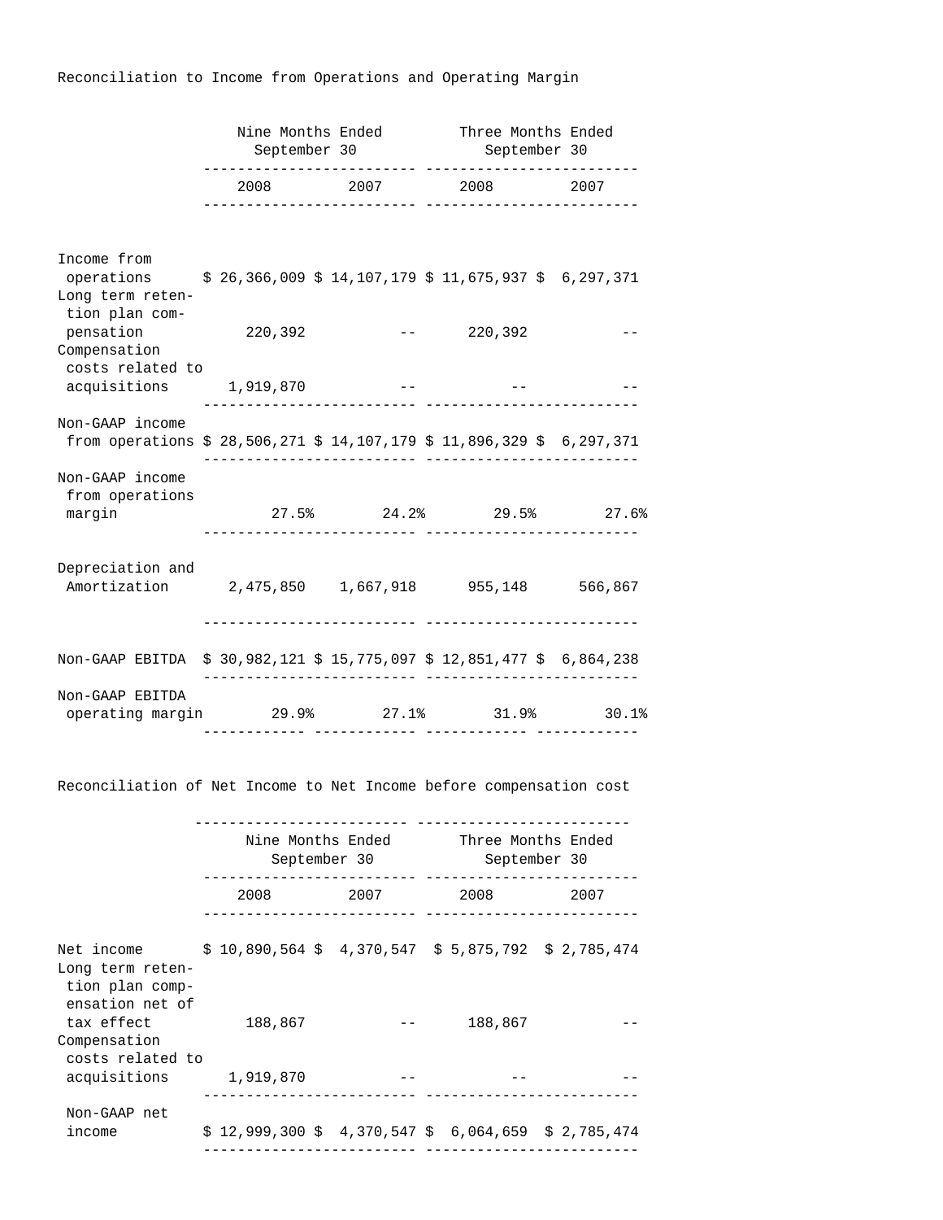Reconciliation to Income from Operations and Operating Margin

| | Nine Months Ended September 30 | | Three Months Ended September 30 | |
|---|---|---|---|---|
| | 2008 | 2007 | 2008 | 2007 |
| Income from operations | $ 26,366,009 | $ 14,107,179 | $ 11,675,937 | $ 6,297,371 |
| Long term retention plan compensation | 220,392 | -- | 220,392 | -- |
| Compensation costs related to acquisitions | 1,919,870 | -- | -- | -- |
| Non-GAAP income from operations | $ 28,506,271 | $ 14,107,179 | $ 11,896,329 | $ 6,297,371 |
| Non-GAAP income from operations margin | 27.5% | 24.2% | 29.5% | 27.6% |
| Depreciation and Amortization | 2,475,850 | 1,667,918 | 955,148 | 566,867 |
| Non-GAAP EBITDA | $ 30,982,121 | $ 15,775,097 | $ 12,851,477 | $ 6,864,238 |
| Non-GAAP EBITDA operating margin | 29.9% | 27.1% | 31.9% | 30.1% |

Reconciliation of Net Income to Net Income before compensation cost

| | Nine Months Ended September 30 | | Three Months Ended September 30 | |
|---|---|---|---|---|
| | 2008 | 2007 | 2008 | 2007 |
| Net income | $ 10,890,564 | $ 4,370,547 | $ 5,875,792 | $ 2,785,474 |
| Long term retention plan compensation net of tax effect | 188,867 | -- | 188,867 | -- |
| Compensation costs related to acquisitions | 1,919,870 | -- | -- | -- |
| Non-GAAP net income | $ 12,999,300 | $ 4,370,547 | $ 6,064,659 | $ 2,785,474 |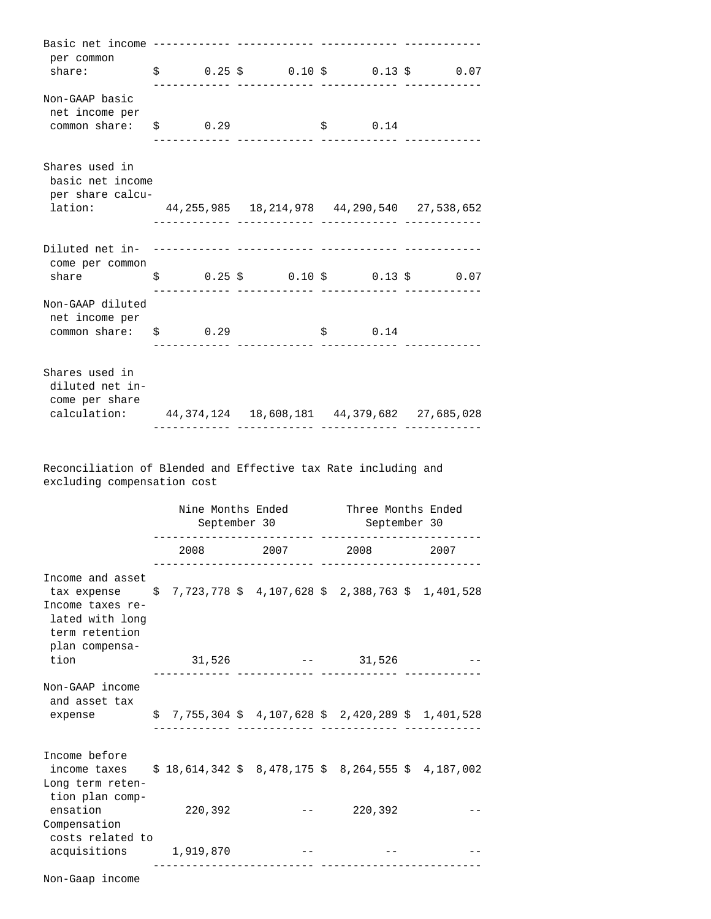| | | | | |
|---|---|---|---|---|
| Basic net income per common share: | $ 0.25 | $ 0.10 | $ 0.13 | $ 0.07 |
| Non-GAAP basic net income per common share: | $ 0.29 | | $ 0.14 | |
| Shares used in basic net income per share calculation: | 44,255,985 | 18,214,978 | 44,290,540 | 27,538,652 |
| Diluted net income per common share | $ 0.25 | $ 0.10 | $ 0.13 | $ 0.07 |
| Non-GAAP diluted net income per common share: | $ 0.29 | | $ 0.14 | |
| Shares used in diluted net income per share calculation: | 44,374,124 | 18,608,181 | 44,379,682 | 27,685,028 |

Reconciliation of Blended and Effective tax Rate including and excluding compensation cost

| | Nine Months Ended September 30 | | Three Months Ended September 30 | |
|---|---|---|---|---|
| | 2008 | 2007 | 2008 | 2007 |
| Income and asset tax expense | $ 7,723,778 | $ 4,107,628 | $ 2,388,763 | $ 1,401,528 |
| Income taxes related with long term retention plan compensation | 31,526 | -- | 31,526 | -- |
| Non-GAAP income and asset tax expense | $ 7,755,304 | $ 4,107,628 | $ 2,420,289 | $ 1,401,528 |
| Income before income taxes | $ 18,614,342 | $ 8,478,175 | $ 8,264,555 | $ 4,187,002 |
| Long term retention plan compensation | 220,392 | -- | 220,392 | -- |
| Compensation costs related to acquisitions | 1,919,870 | -- | -- | -- |
| Non-Gaap income | | | | |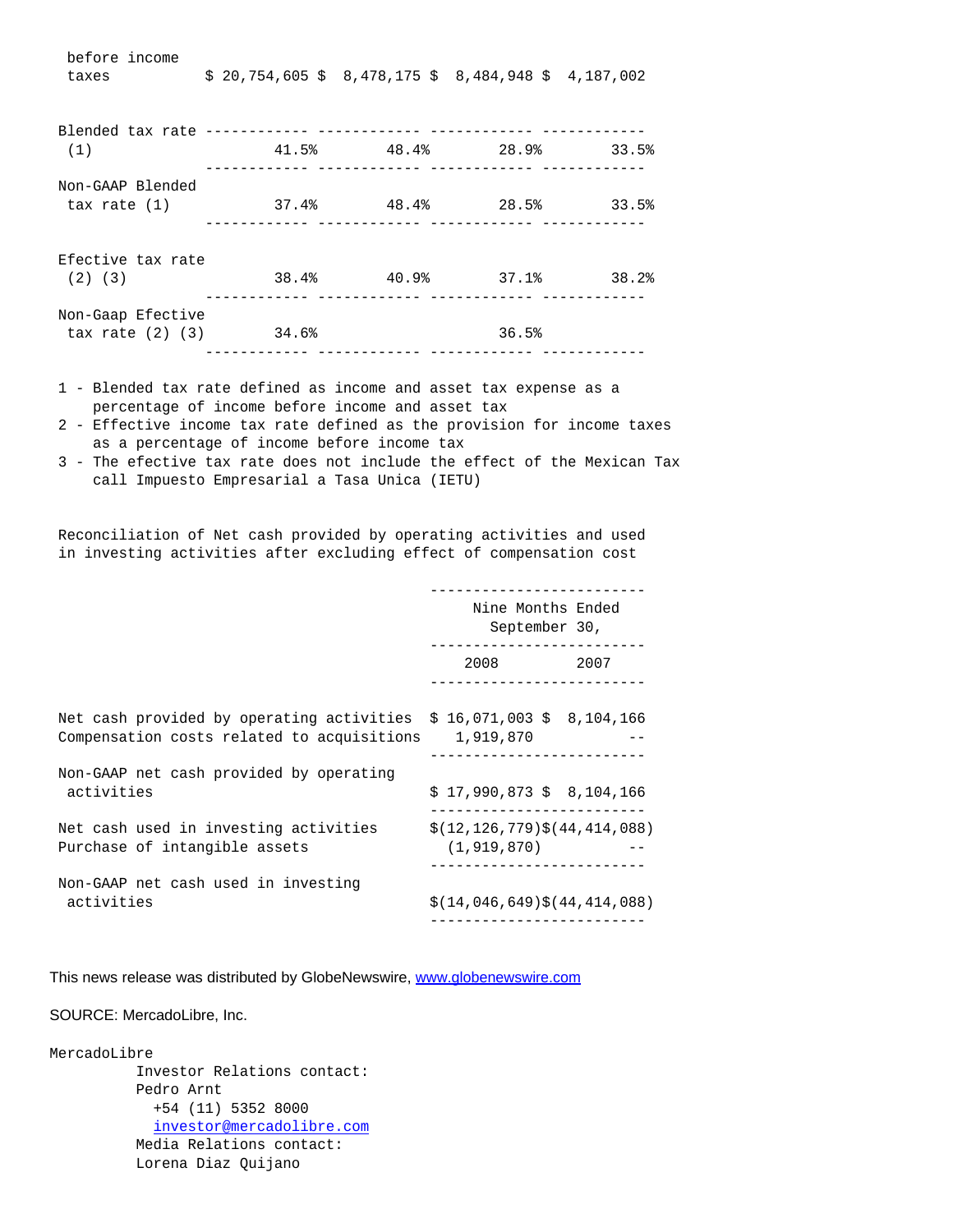| | | | | |
|---|---|---|---|---|
| before income taxes | $ 20,754,605 | $ 8,478,175 | $ 8,484,948 | $ 4,187,002 |
| Blended tax rate (1) | 41.5% | 48.4% | 28.9% | 33.5% |
| Non-GAAP Blended tax rate (1) | 37.4% | 48.4% | 28.5% | 33.5% |
| Efective tax rate (2) (3) | 38.4% | 40.9% | 37.1% | 38.2% |
| Non-Gaap Efective tax rate (2) (3) | 34.6% | | 36.5% | |

1 - Blended tax rate defined as income and asset tax expense as a percentage of income before income and asset tax
2 - Effective income tax rate defined as the provision for income taxes as a percentage of income before income tax
3 - The efective tax rate does not include the effect of the Mexican Tax call Impuesto Empresarial a Tasa Unica (IETU)

Reconciliation of Net cash provided by operating activities and used in investing activities after excluding effect of compensation cost

| | Nine Months Ended September 30, 2008 | Nine Months Ended September 30, 2007 |
|---|---|---|
| Net cash provided by operating activities | $ 16,071,003 | $ 8,104,166 |
| Compensation costs related to acquisitions | 1,919,870 | -- |
| Non-GAAP net cash provided by operating activities | $ 17,990,873 | $ 8,104,166 |
| Net cash used in investing activities | $(12,126,779) | $(44,414,088) |
| Purchase of intangible assets | (1,919,870) | -- |
| Non-GAAP net cash used in investing activities | $(14,046,649) | $(44,414,088) |

This news release was distributed by GlobeNewswire, www.globenewswire.com

SOURCE: MercadoLibre, Inc.

MercadoLibre
Investor Relations contact:
Pedro Arnt
+54 (11) 5352 8000
investor@mercadolibre.com
Media Relations contact:
Lorena Diaz Quijano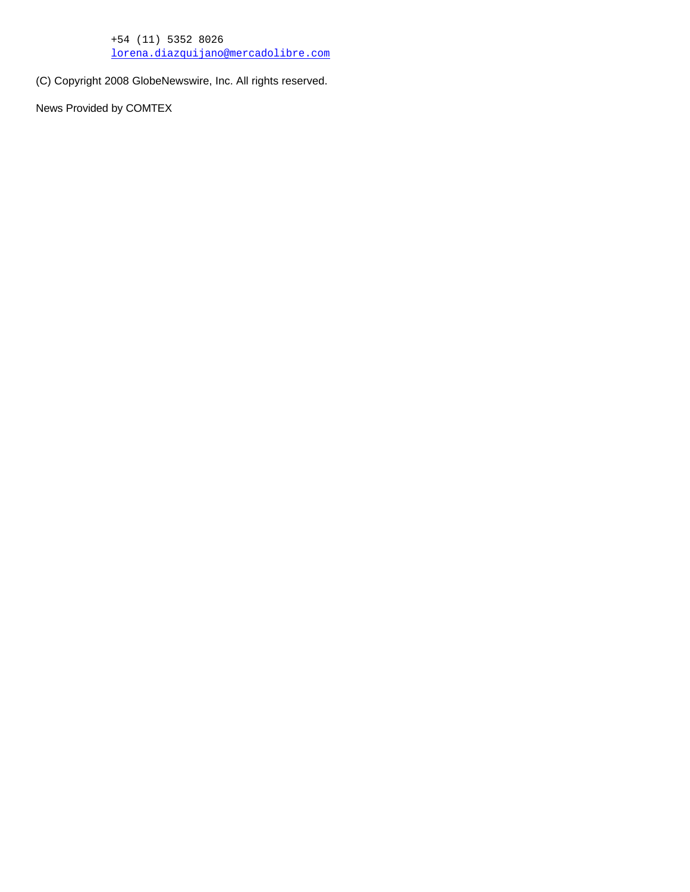```
+54 (11) 5352 8026
lorena.diazquijano@mercadolibre.com
```

(C) Copyright 2008 GlobeNewswire, Inc. All rights reserved.

News Provided by COMTEX